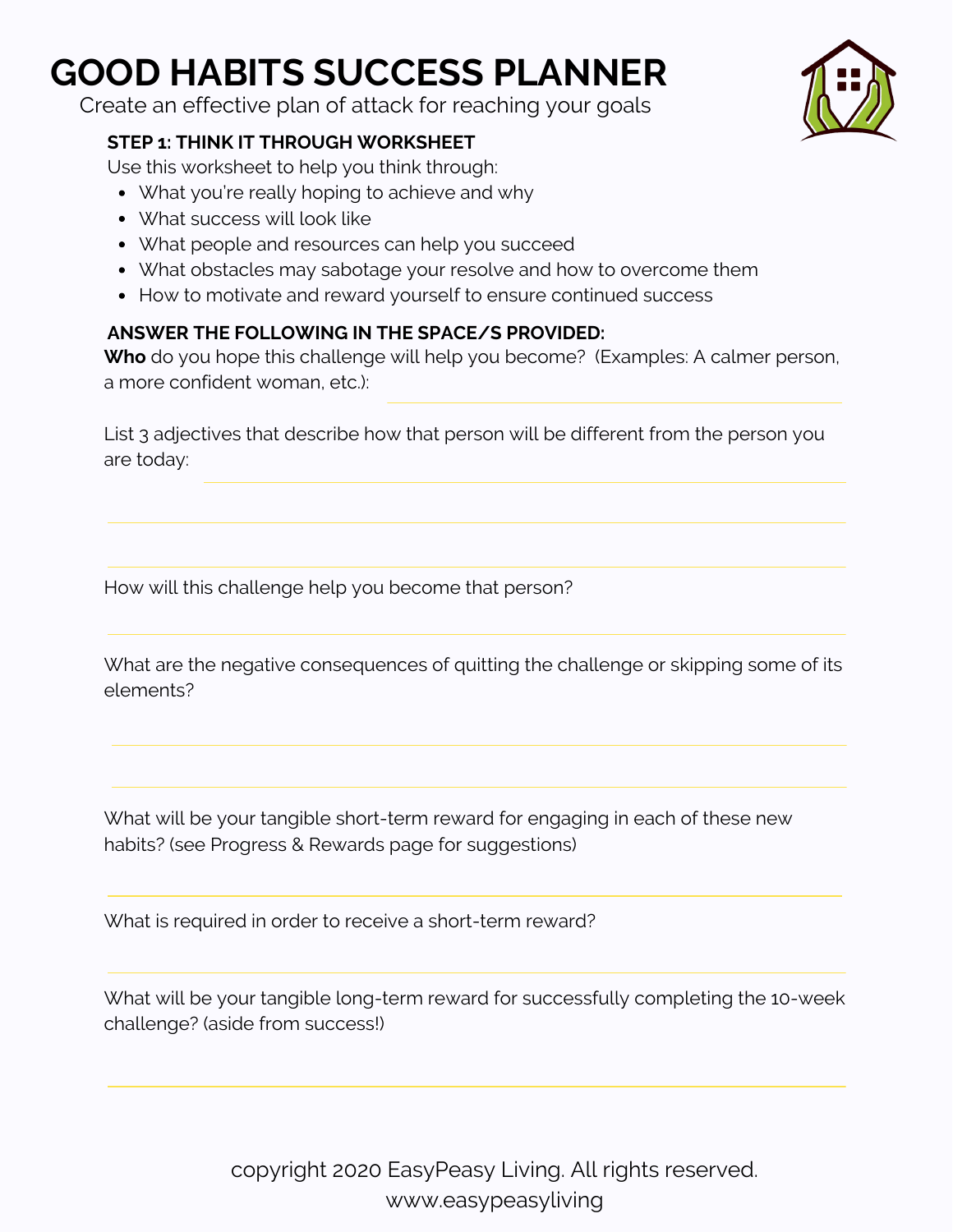# GOOD HABITS SUCCESS PLANNER

Create an effective plan of attack for reaching your goals

### STEP 1: THINK IT THROUGH WORKSHEET

Use this worksheet to help you think through:

- What you're really hoping to achieve and why
- What success will look like
- What people and resources can help you succeed
- What obstacles may sabotage your resolve and how to overcome them
- How to motivate and reward yourself to ensure continued success

### ANSWER THE FOLLOWING IN THE SPACE/S PROVIDED:

**Who** do you hope this challenge will help you become? (Examples: A calmer person, a more confident woman, etc.): ______________________

List 3 adjectives that describe how that person will be different from the person you are today: ______________________

______________________

______________________

How will this challenge help you become that person?

______________________

What are the negative consequences of quitting the challenge or skipping some of its elements?

______________________

______________________

What will be your tangible short-term reward for engaging in each of these new habits? (see Progress & Rewards page for suggestions)

______________________

What is required in order to receive a short-term reward?

______________________

What will be your tangible long-term reward for successfully completing the 10-week challenge? (aside from success!)

______________________

copyright 2020 EasyPeasy Living. All rights reserved.
www.easypeasyliving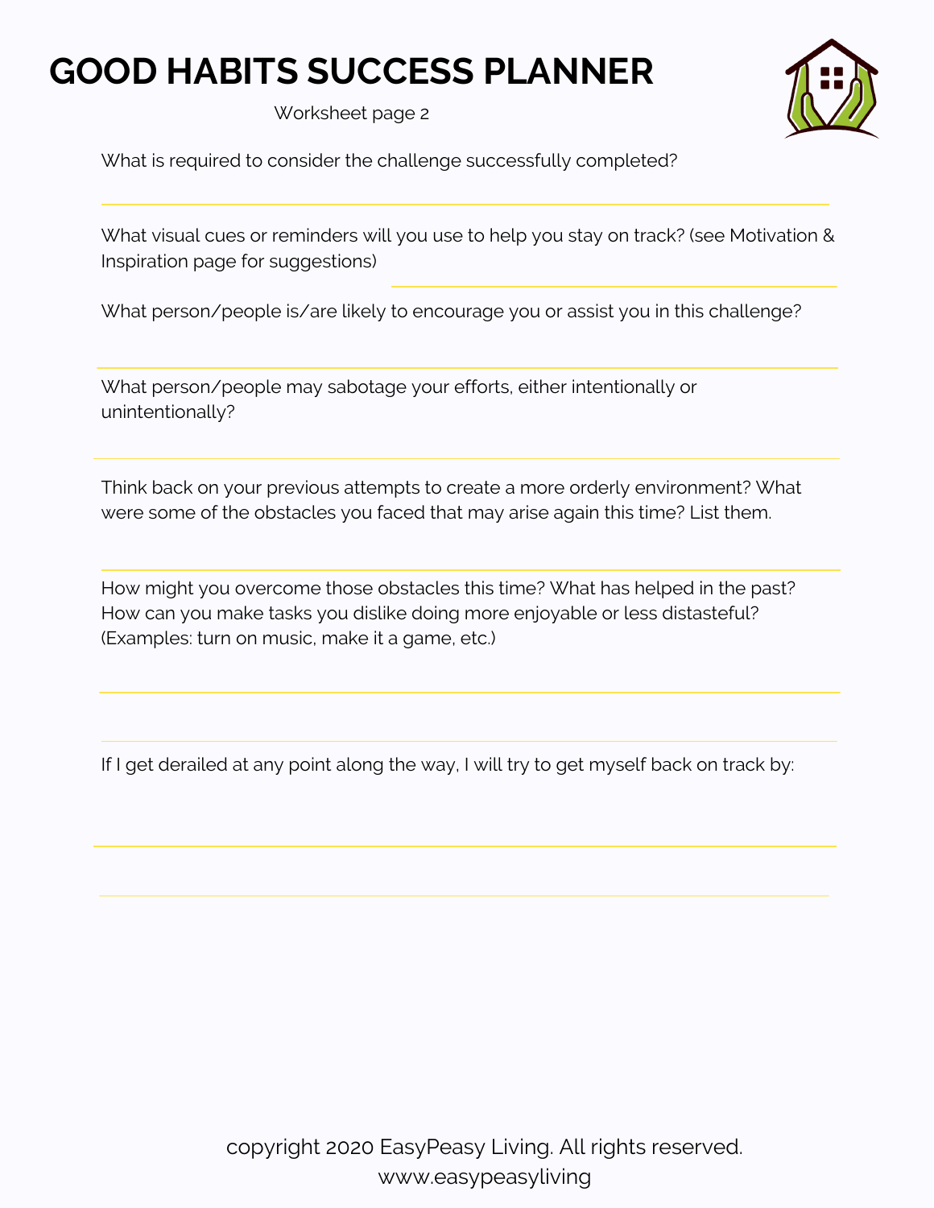# GOOD HABITS SUCCESS PLANNER

Worksheet page 2

What is required to consider the challenge successfully completed?

What visual cues or reminders will you use to help you stay on track? (see Motivation & Inspiration page for suggestions)

What person/people is/are likely to encourage you or assist you in this challenge?

What person/people may sabotage your efforts, either intentionally or unintentionally?

Think back on your previous attempts to create a more orderly environment? What were some of the obstacles you faced that may arise again this time? List them.

How might you overcome those obstacles this time? What has helped in the past? How can you make tasks you dislike doing more enjoyable or less distasteful? (Examples: turn on music, make it a game, etc.)

If I get derailed at any point along the way, I will try to get myself back on track by:

copyright 2020 EasyPeasy Living. All rights reserved.
www.easypeasyliving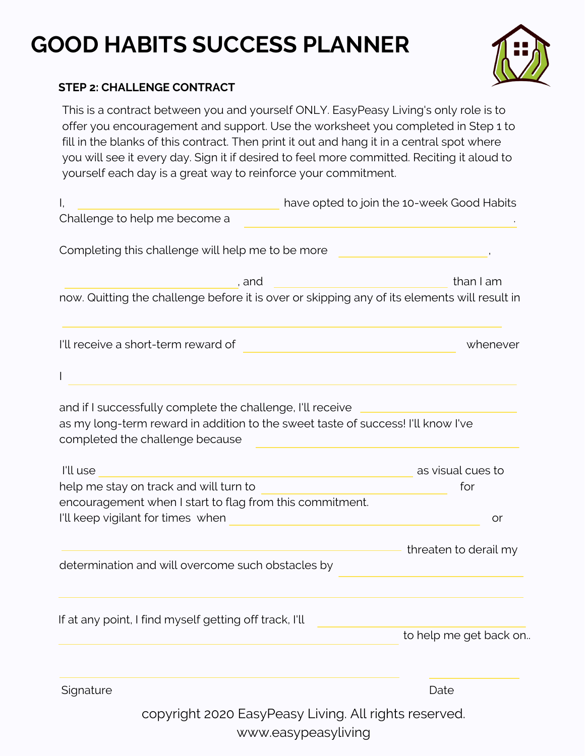# GOOD HABITS SUCCESS PLANNER

### STEP 2: CHALLENGE CONTRACT

This is a contract between you and yourself ONLY. EasyPeasy Living's only role is to offer you encouragement and support. Use the worksheet you completed in Step 1 to fill in the blanks of this contract. Then print it out and hang it in a central spot where you will see it every day. Sign it if desired to feel more committed. Reciting it aloud to yourself each day is a great way to reinforce your commitment.

I, ______________________________ have opted to join the 10-week Good Habits Challenge to help me become a ________________________________________.

Completing this challenge will help me to be more ____________________,

________________________, and ________________________ than I am now. Quitting the challenge before it is over or skipping any of its elements will result in

__________________________________________________________________

I'll receive a short-term reward of ______________________________ whenever

I __________________________________________________________________

and if I successfully complete the challenge, I'll receive ____________________ as my long-term reward in addition to the sweet taste of success! I'll know I've completed the challenge because ________________________________________

I'll use ______________________________________________ as visual cues to help me stay on track and will turn to ___________________________ for encouragement when I start to flag from this commitment.
I'll keep vigilant for times when ________________________________________ or

__________________________________________________ threaten to derail my determination and will overcome such obstacles by ____________________________

__________________________________________________________________

If at any point, I find myself getting off track, I'll ______________________________
__________________________________________________ to help me get back on..

__________________________________________________ ______________

Signature Date

copyright 2020 EasyPeasy Living. All rights reserved.
www.easypeasyliving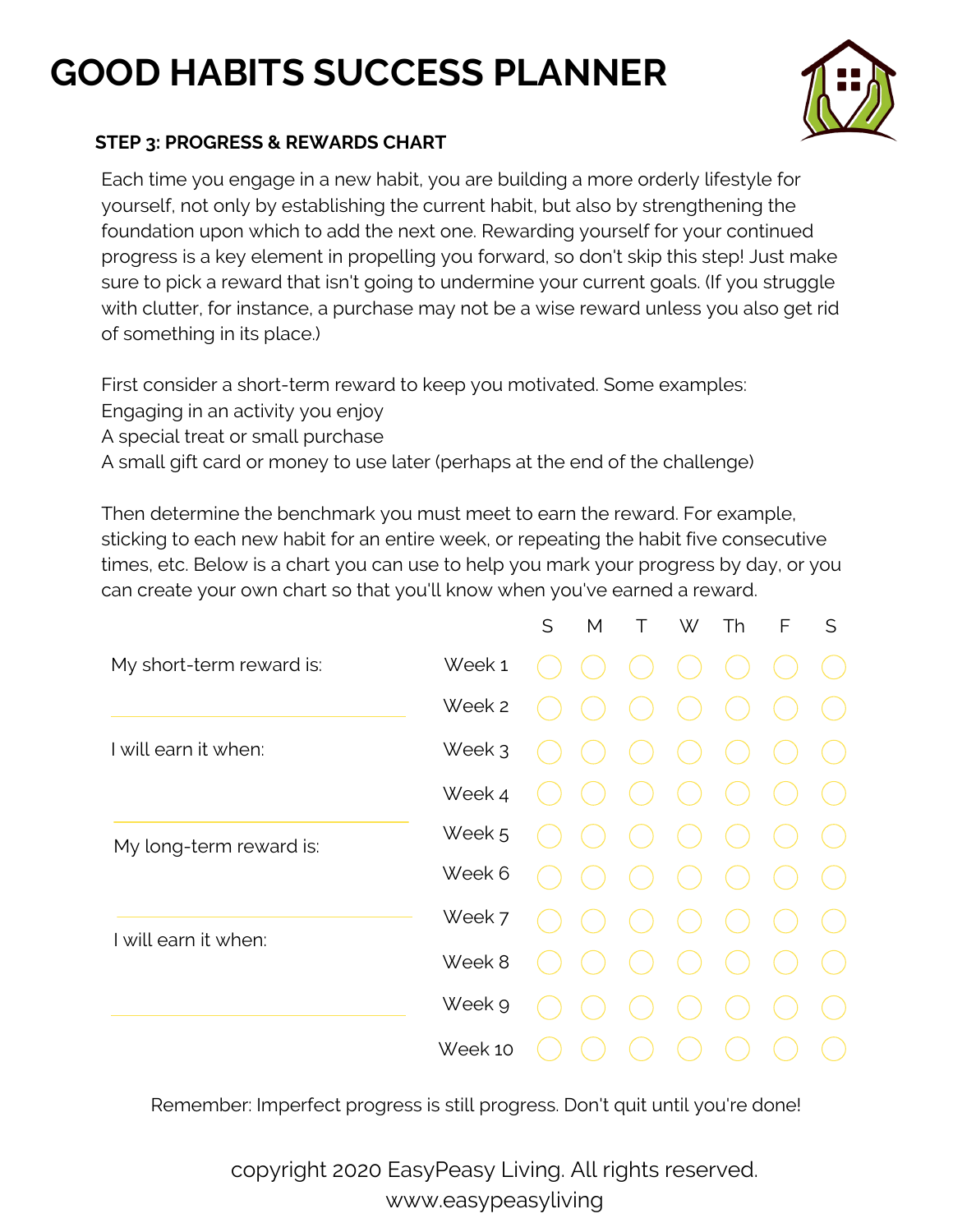# GOOD HABITS SUCCESS PLANNER

### STEP 3: PROGRESS & REWARDS CHART

Each time you engage in a new habit, you are building a more orderly lifestyle for yourself, not only by establishing the current habit, but also by strengthening the foundation upon which to add the next one. Rewarding yourself for your continued progress is a key element in propelling you forward, so don't skip this step! Just make sure to pick a reward that isn't going to undermine your current goals. (If you struggle with clutter, for instance, a purchase may not be a wise reward unless you also get rid of something in its place.)

First consider a short-term reward to keep you motivated. Some examples:
Engaging in an activity you enjoy
A special treat or small purchase
A small gift card or money to use later (perhaps at the end of the challenge)

Then determine the benchmark you must meet to earn the reward. For example, sticking to each new habit for an entire week, or repeating the habit five consecutive times, etc. Below is a chart you can use to help you mark your progress by day, or you can create your own chart so that you'll know when you've earned a reward.

My short-term reward is:

______________________________

I will earn it when:

______________________________

My long-term reward is:

______________________________

I will earn it when:

______________________________

| | S | M | T | W | Th | F | S |
|---|---|---|---|---|---|---|---|
| Week 1 | ○ | ○ | ○ | ○ | ○ | ○ | ○ |
| Week 2 | ○ | ○ | ○ | ○ | ○ | ○ | ○ |
| Week 3 | ○ | ○ | ○ | ○ | ○ | ○ | ○ |
| Week 4 | ○ | ○ | ○ | ○ | ○ | ○ | ○ |
| Week 5 | ○ | ○ | ○ | ○ | ○ | ○ | ○ |
| Week 6 | ○ | ○ | ○ | ○ | ○ | ○ | ○ |
| Week 7 | ○ | ○ | ○ | ○ | ○ | ○ | ○ |
| Week 8 | ○ | ○ | ○ | ○ | ○ | ○ | ○ |
| Week 9 | ○ | ○ | ○ | ○ | ○ | ○ | ○ |
| Week 10 | ○ | ○ | ○ | ○ | ○ | ○ | ○ |

Remember: Imperfect progress is still progress. Don't quit until you're done!

copyright 2020 EasyPeasy Living. All rights reserved.
www.easypeasyliving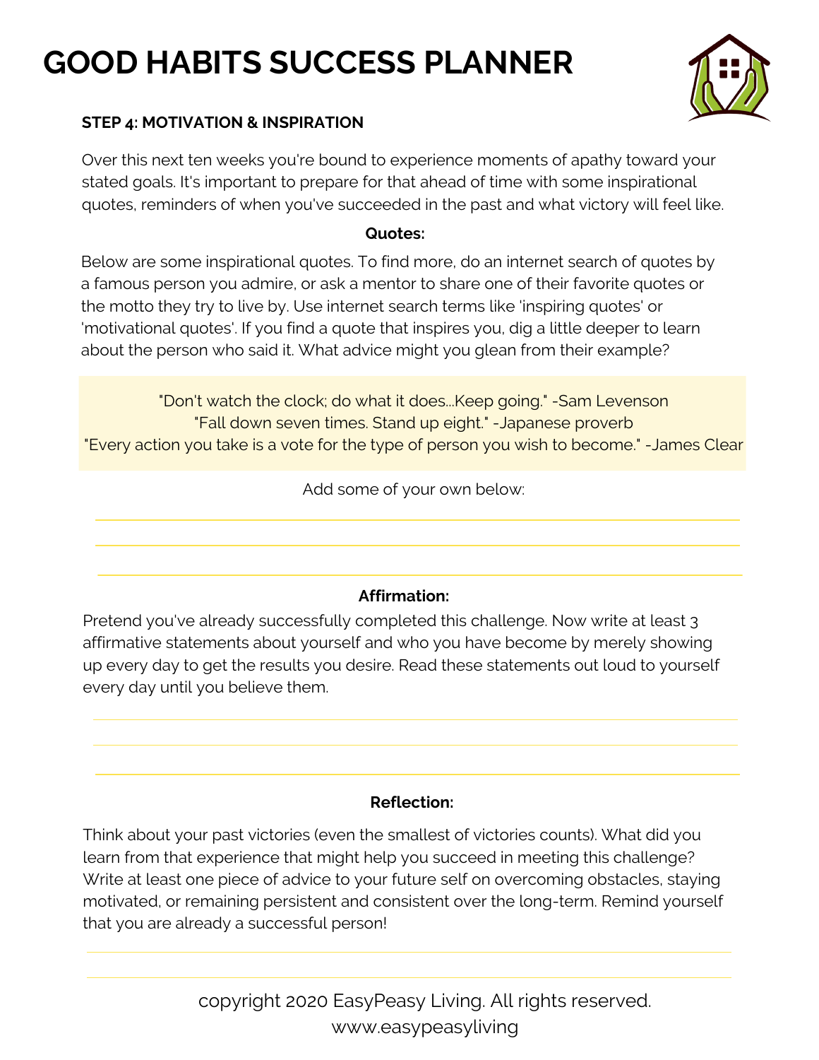# GOOD HABITS SUCCESS PLANNER

**STEP 4: MOTIVATION & INSPIRATION**

Over this next ten weeks you're bound to experience moments of apathy toward your stated goals. It's important to prepare for that ahead of time with some inspirational quotes, reminders of when you've succeeded in the past and what victory will feel like.

**Quotes:**

Below are some inspirational quotes. To find more, do an internet search of quotes by a famous person you admire, or ask a mentor to share one of their favorite quotes or the motto they try to live by. Use internet search terms like 'inspiring quotes' or 'motivational quotes'. If you find a quote that inspires you, dig a little deeper to learn about the person who said it. What advice might you glean from their example?

"Don't watch the clock; do what it does...Keep going." -Sam Levenson
"Fall down seven times. Stand up eight." -Japanese proverb
"Every action you take is a vote for the type of person you wish to become." -James Clear

Add some of your own below:

______________________________

______________________________

______________________________

**Affirmation:**

Pretend you've already successfully completed this challenge. Now write at least 3 affirmative statements about yourself and who you have become by merely showing up every day to get the results you desire. Read these statements out loud to yourself every day until you believe them.

______________________________

______________________________

______________________________

**Reflection:**

Think about your past victories (even the smallest of victories counts). What did you learn from that experience that might help you succeed in meeting this challenge? Write at least one piece of advice to your future self on overcoming obstacles, staying motivated, or remaining persistent and consistent over the long-term. Remind yourself that you are already a successful person!

______________________________

______________________________

copyright 2020 EasyPeasy Living. All rights reserved.
www.easypeasyliving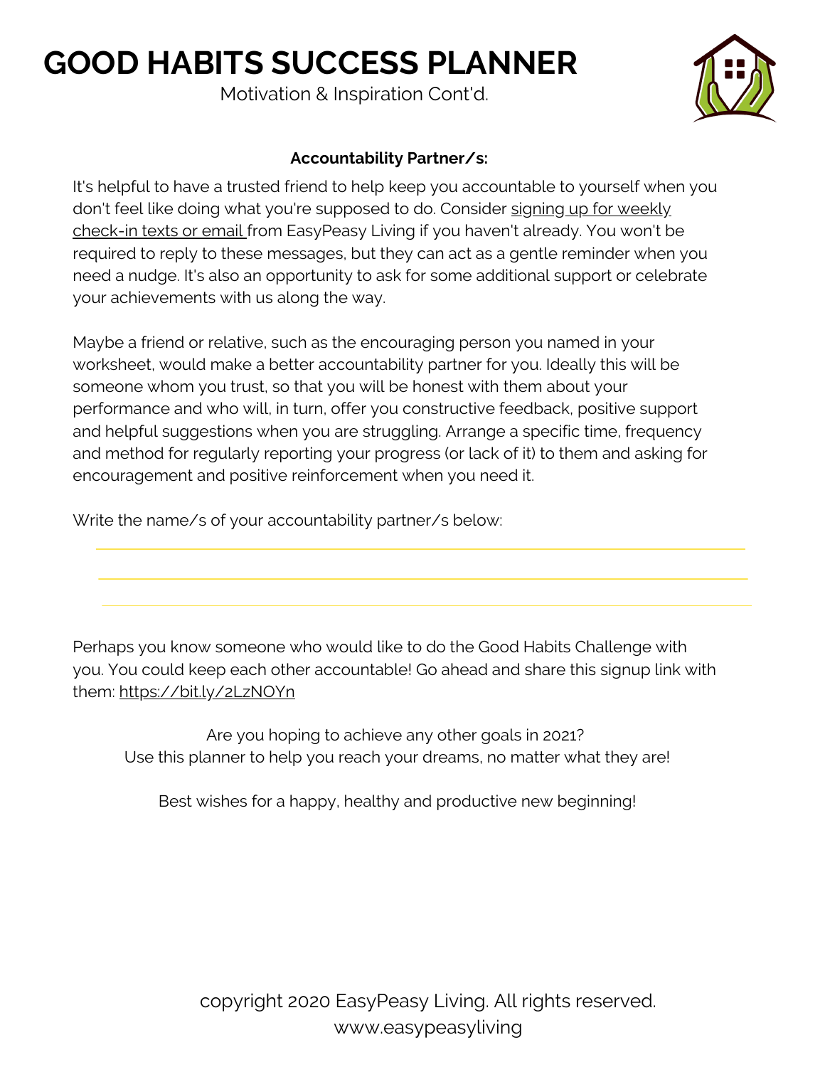# GOOD HABITS SUCCESS PLANNER

Motivation & Inspiration Cont'd.

**Accountability Partner/s:**

It's helpful to have a trusted friend to help keep you accountable to yourself when you don't feel like doing what you're supposed to do. Consider signing up for weekly check-in texts or email from EasyPeasy Living if you haven't already. You won't be required to reply to these messages, but they can act as a gentle reminder when you need a nudge. It's also an opportunity to ask for some additional support or celebrate your achievements with us along the way.

Maybe a friend or relative, such as the encouraging person you named in your worksheet, would make a better accountability partner for you. Ideally this will be someone whom you trust, so that you will be honest with them about your performance and who will, in turn, offer you constructive feedback, positive support and helpful suggestions when you are struggling. Arrange a specific time, frequency and method for regularly reporting your progress (or lack of it) to them and asking for encouragement and positive reinforcement when you need it.

Write the name/s of your accountability partner/s below:

\_\_\_\_\_\_\_\_\_\_\_\_\_\_\_\_\_\_\_\_\_\_\_\_\_\_\_\_\_\_\_\_\_\_\_\_\_\_\_\_

\_\_\_\_\_\_\_\_\_\_\_\_\_\_\_\_\_\_\_\_\_\_\_\_\_\_\_\_\_\_\_\_\_\_\_\_\_\_\_\_

\_\_\_\_\_\_\_\_\_\_\_\_\_\_\_\_\_\_\_\_\_\_\_\_\_\_\_\_\_\_\_\_\_\_\_\_\_\_\_\_

Perhaps you know someone who would like to do the Good Habits Challenge with you. You could keep each other accountable! Go ahead and share this signup link with them: https://bit.ly/2LzNOYn

Are you hoping to achieve any other goals in 2021?
Use this planner to help you reach your dreams, no matter what they are!

Best wishes for a happy, healthy and productive new beginning!

copyright 2020 EasyPeasy Living. All rights reserved.
www.easypeasyliving